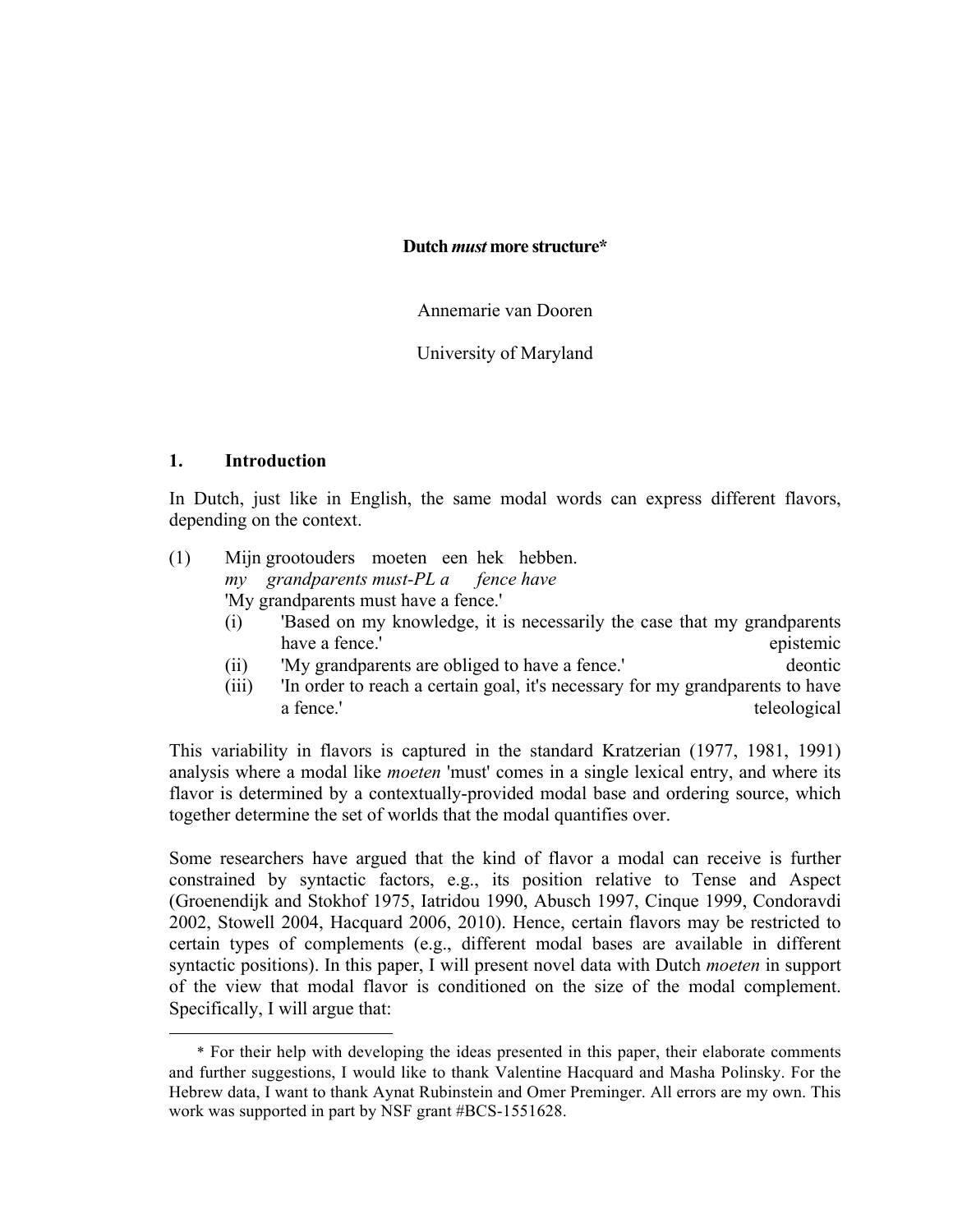**Dutch *must* more structure***

Annemarie van Dooren

University of Maryland

## 1. Introduction

In Dutch, just like in English, the same modal words can express different flavors, depending on the context.

(1) Mijn grootouders moeten een hek hebben.
*my grandparents must-PL a fence have*
'My grandparents must have a fence.'
  (i) 'Based on my knowledge, it is necessarily the case that my grandparents have a fence.' — epistemic
  (ii) 'My grandparents are obliged to have a fence.' — deontic
  (iii) 'In order to reach a certain goal, it's necessary for my grandparents to have a fence.' — teleological

This variability in flavors is captured in the standard Kratzerian (1977, 1981, 1991) analysis where a modal like *moeten* 'must' comes in a single lexical entry, and where its flavor is determined by a contextually-provided modal base and ordering source, which together determine the set of worlds that the modal quantifies over.

Some researchers have argued that the kind of flavor a modal can receive is further constrained by syntactic factors, e.g., its position relative to Tense and Aspect (Groenendijk and Stokhof 1975, Iatridou 1990, Abusch 1997, Cinque 1999, Condoravdi 2002, Stowell 2004, Hacquard 2006, 2010). Hence, certain flavors may be restricted to certain types of complements (e.g., different modal bases are available in different syntactic positions). In this paper, I will present novel data with Dutch *moeten* in support of the view that modal flavor is conditioned on the size of the modal complement. Specifically, I will argue that:

* For their help with developing the ideas presented in this paper, their elaborate comments and further suggestions, I would like to thank Valentine Hacquard and Masha Polinsky. For the Hebrew data, I want to thank Aynat Rubinstein and Omer Preminger. All errors are my own. This work was supported in part by NSF grant #BCS-1551628.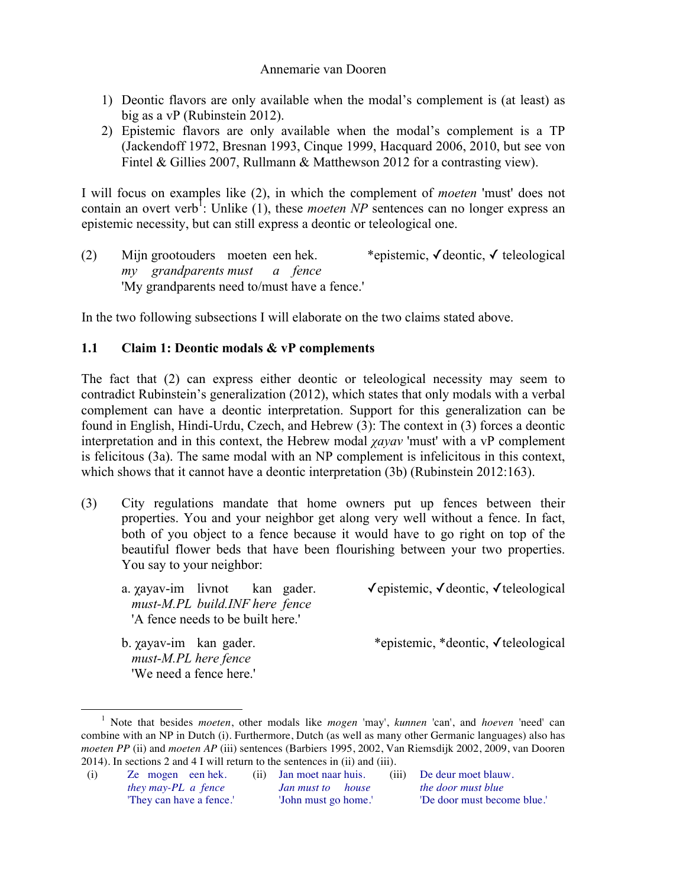1) Deontic flavors are only available when the modal's complement is (at least) as big as a vP (Rubinstein 2012).
2) Epistemic flavors are only available when the modal's complement is a TP (Jackendoff 1972, Bresnan 1993, Cinque 1999, Hacquard 2006, 2010, but see von Fintel & Gillies 2007, Rullmann & Matthewson 2012 for a contrasting view).

I will focus on examples like (2), in which the complement of *moeten* 'must' does not contain an overt verb[1]: Unlike (1), these *moeten NP* sentences can no longer express an epistemic necessity, but can still express a deontic or teleological one.

(2) Mijn grootouders moeten een hek. *epistemic, ✓deontic, ✓ teleological
*my grandparents must a fence*
'My grandparents need to/must have a fence.'

In the two following subsections I will elaborate on the two claims stated above.

### 1.1 Claim 1: Deontic modals & vP complements

The fact that (2) can express either deontic or teleological necessity may seem to contradict Rubinstein's generalization (2012), which states that only modals with a verbal complement can have a deontic interpretation. Support for this generalization can be found in English, Hindi-Urdu, Czech, and Hebrew (3): The context in (3) forces a deontic interpretation and in this context, the Hebrew modal *χayav* 'must' with a vP complement is felicitous (3a). The same modal with an NP complement is infelicitous in this context, which shows that it cannot have a deontic interpretation (3b) (Rubinstein 2012:163).

(3) City regulations mandate that home owners put up fences between their properties. You and your neighbor get along very well without a fence. In fact, both of you object to a fence because it would have to go right on top of the beautiful flower beds that have been flourishing between your two properties. You say to your neighbor:

a. χayav-im livnot kan gader. ✓epistemic, ✓deontic, ✓teleological
*must-M.PL build.INF here fence*
'A fence needs to be built here.'

b. χayav-im kan gader. *epistemic, *deontic, ✓teleological
*must-M.PL here fence*
'We need a fence here.'

---

[1] Note that besides *moeten*, other modals like *mogen* 'may', *kunnen* 'can', and *hoeven* 'need' can combine with an NP in Dutch (i). Furthermore, Dutch (as well as many other Germanic languages) also has *moeten PP* (ii) and *moeten AP* (iii) sentences (Barbiers 1995, 2002, Van Riemsdijk 2002, 2009, van Dooren 2014). In sections 2 and 4 I will return to the sentences in (ii) and (iii).

(i) Ze mogen een hek.
*they may-PL a fence*
'They can have a fence.'

(ii) Jan moet naar huis.
*Jan must to house*
'John must go home.'

(iii) De deur moet blauw.
*the door must blue*
'De door must become blue.'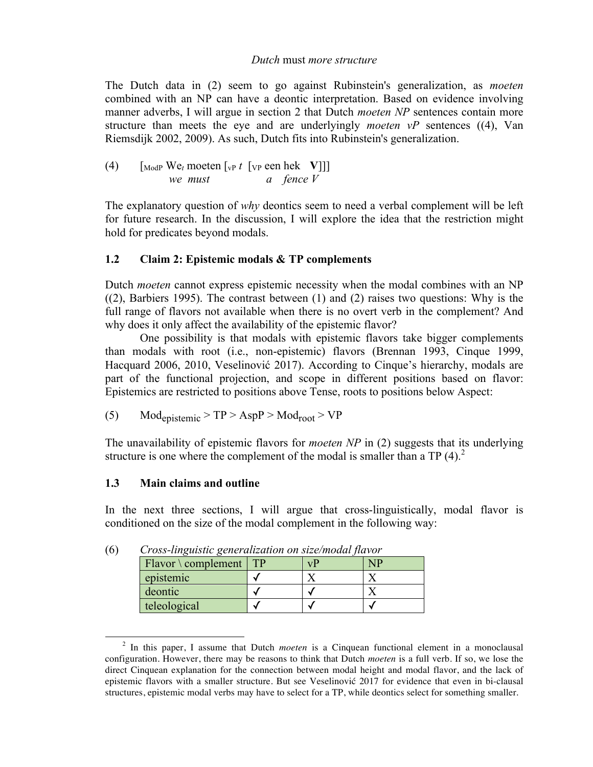*Dutch* must *more structure*

The Dutch data in (2) seem to go against Rubinstein's generalization, as *moeten* combined with an NP can have a deontic interpretation. Based on evidence involving manner adverbs, I will argue in section 2 that Dutch *moeten NP* sentences contain more structure than meets the eye and are underlyingly *moeten vP* sentences ((4), Van Riemsdijk 2002, 2009). As such, Dutch fits into Rubinstein's generalization.

(4) [$_{\text{ModP}}$ We$_t$ moeten [$_{\text{vP}}$ *t* [$_{\text{VP}}$ een hek **V**]]]
*we must a fence V*

The explanatory question of *why* deontics seem to need a verbal complement will be left for future research. In the discussion, I will explore the idea that the restriction might hold for predicates beyond modals.

### 1.2 Claim 2: Epistemic modals & TP complements

Dutch *moeten* cannot express epistemic necessity when the modal combines with an NP ((2), Barbiers 1995). The contrast between (1) and (2) raises two questions: Why is the full range of flavors not available when there is no overt verb in the complement? And why does it only affect the availability of the epistemic flavor?

One possibility is that modals with epistemic flavors take bigger complements than modals with root (i.e., non-epistemic) flavors (Brennan 1993, Cinque 1999, Hacquard 2006, 2010, Veselinović 2017). According to Cinque's hierarchy, modals are part of the functional projection, and scope in different positions based on flavor: Epistemics are restricted to positions above Tense, roots to positions below Aspect:

(5) $\text{Mod}_{\text{epistemic}} > \text{TP} > \text{AspP} > \text{Mod}_{\text{root}} > \text{VP}$

The unavailability of epistemic flavors for *moeten NP* in (2) suggests that its underlying structure is one where the complement of the modal is smaller than a TP (4).[2]

### 1.3 Main claims and outline

In the next three sections, I will argue that cross-linguistically, modal flavor is conditioned on the size of the modal complement in the following way:

(6) *Cross-linguistic generalization on size/modal flavor*

| Flavor \ complement | TP | vP | NP |
|---|---|---|---|
| epistemic | ✓ | X | X |
| deontic | ✓ | ✓ | X |
| teleological | ✓ | ✓ | ✓ |

[2] In this paper, I assume that Dutch *moeten* is a Cinquean functional element in a monoclausal configuration. However, there may be reasons to think that Dutch *moeten* is a full verb. If so, we lose the direct Cinquean explanation for the connection between modal height and modal flavor, and the lack of epistemic flavors with a smaller structure. But see Veselinović 2017 for evidence that even in bi-clausal structures, epistemic modal verbs may have to select for a TP, while deontics select for something smaller.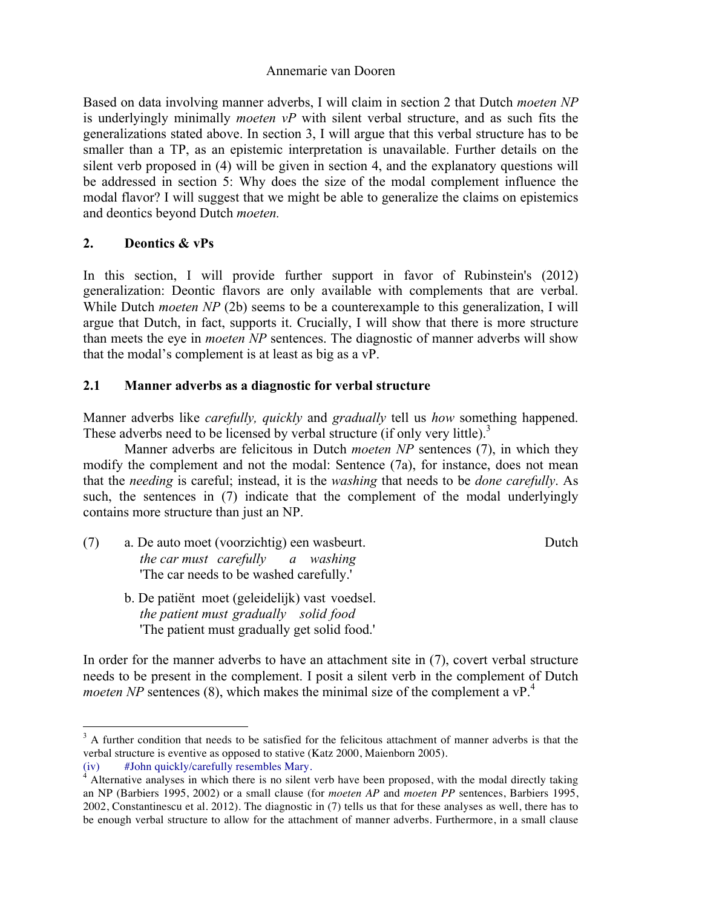Based on data involving manner adverbs, I will claim in section 2 that Dutch *moeten NP* is underlyingly minimally *moeten vP* with silent verbal structure, and as such fits the generalizations stated above. In section 3, I will argue that this verbal structure has to be smaller than a TP, as an epistemic interpretation is unavailable. Further details on the silent verb proposed in (4) will be given in section 4, and the explanatory questions will be addressed in section 5: Why does the size of the modal complement influence the modal flavor? I will suggest that we might be able to generalize the claims on epistemics and deontics beyond Dutch *moeten.*

## 2. Deontics & vPs

In this section, I will provide further support in favor of Rubinstein's (2012) generalization: Deontic flavors are only available with complements that are verbal. While Dutch *moeten NP* (2b) seems to be a counterexample to this generalization, I will argue that Dutch, in fact, supports it. Crucially, I will show that there is more structure than meets the eye in *moeten NP* sentences. The diagnostic of manner adverbs will show that the modal's complement is at least as big as a vP.

### 2.1 Manner adverbs as a diagnostic for verbal structure

Manner adverbs like *carefully, quickly* and *gradually* tell us *how* something happened. These adverbs need to be licensed by verbal structure (if only very little).[3]

Manner adverbs are felicitous in Dutch *moeten NP* sentences (7), in which they modify the complement and not the modal: Sentence (7a), for instance, does not mean that the *needing* is careful; instead, it is the *washing* that needs to be *done carefully*. As such, the sentences in (7) indicate that the complement of the modal underlyingly contains more structure than just an NP.

(7) a. De auto moet (voorzichtig) een wasbeurt. — Dutch
*the car must carefully a washing*
'The car needs to be washed carefully.'

b. De patiënt moet (geleidelijk) vast voedsel.
*the patient must gradually solid food*
'The patient must gradually get solid food.'

In order for the manner adverbs to have an attachment site in (7), covert verbal structure needs to be present in the complement. I posit a silent verb in the complement of Dutch *moeten NP* sentences (8), which makes the minimal size of the complement a vP.[4]

---

[3] A further condition that needs to be satisfied for the felicitous attachment of manner adverbs is that the verbal structure is eventive as opposed to stative (Katz 2000, Maienborn 2005).

(iv) #John quickly/carefully resembles Mary.

[4] Alternative analyses in which there is no silent verb have been proposed, with the modal directly taking an NP (Barbiers 1995, 2002) or a small clause (for *moeten AP* and *moeten PP* sentences, Barbiers 1995, 2002, Constantinescu et al. 2012). The diagnostic in (7) tells us that for these analyses as well, there has to be enough verbal structure to allow for the attachment of manner adverbs. Furthermore, in a small clause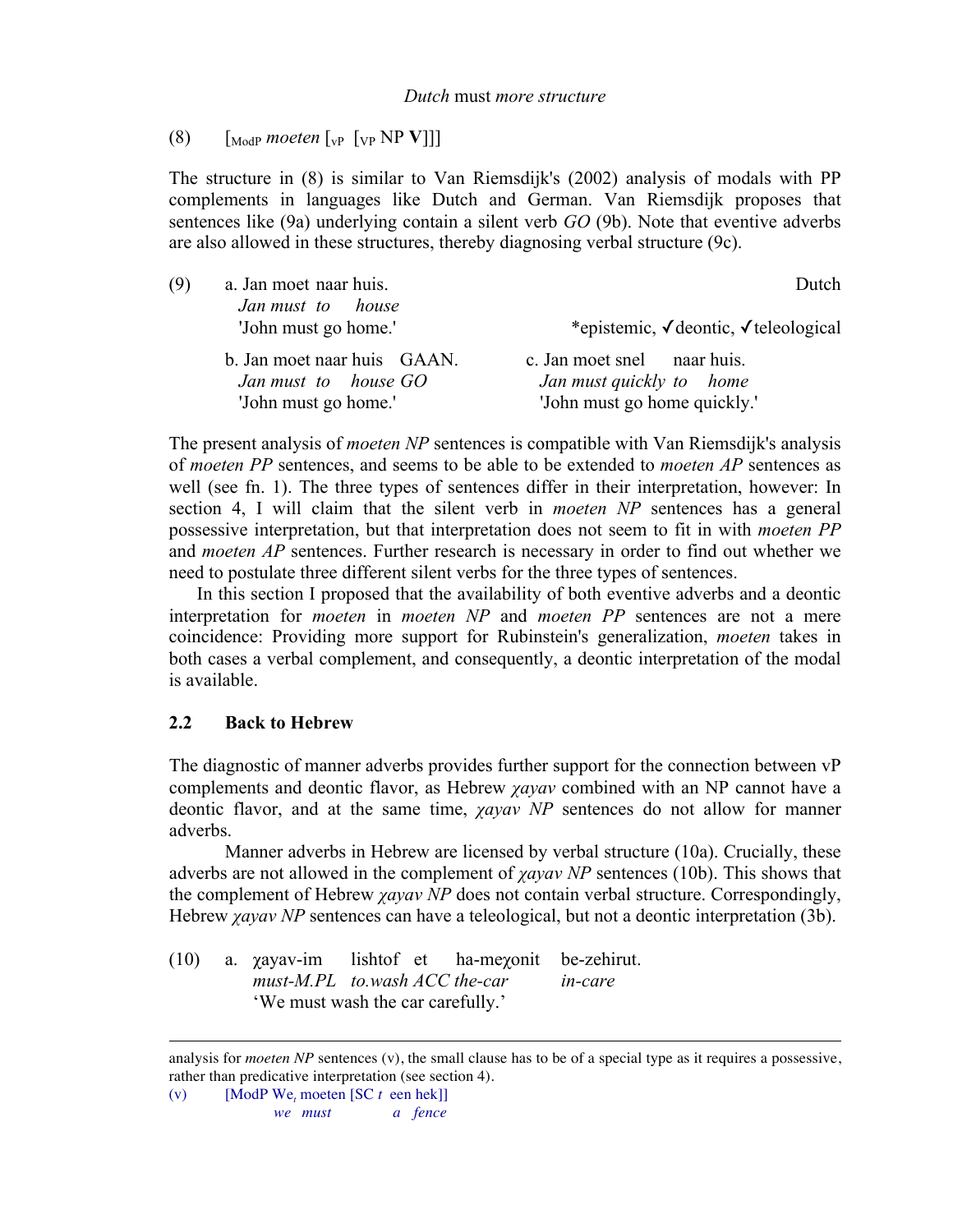(8) [$_{\text{ModP}}$ *moeten* [$_{\text{vP}}$ [$_{\text{VP}}$ NP **V**]]]

The structure in (8) is similar to Van Riemsdijk's (2002) analysis of modals with PP complements in languages like Dutch and German. Van Riemsdijk proposes that sentences like (9a) underlying contain a silent verb *GO* (9b). Note that eventive adverbs are also allowed in these structures, thereby diagnosing verbal structure (9c).

(9) a. Jan moet naar huis. — Dutch
*Jan must to house*
'John must go home.' — \*epistemic, ✓deontic, ✓teleological

b. Jan moet naar huis GAAN.
*Jan must to house GO*
'John must go home.'

c. Jan moet snel naar huis.
*Jan must quickly to home*
'John must go home quickly.'

The present analysis of *moeten NP* sentences is compatible with Van Riemsdijk's analysis of *moeten PP* sentences, and seems to be able to be extended to *moeten AP* sentences as well (see fn. 1). The three types of sentences differ in their interpretation, however: In section 4, I will claim that the silent verb in *moeten NP* sentences has a general possessive interpretation, but that interpretation does not seem to fit in with *moeten PP* and *moeten AP* sentences. Further research is necessary in order to find out whether we need to postulate three different silent verbs for the three types of sentences.

In this section I proposed that the availability of both eventive adverbs and a deontic interpretation for *moeten* in *moeten NP* and *moeten PP* sentences are not a mere coincidence: Providing more support for Rubinstein's generalization, *moeten* takes in both cases a verbal complement, and consequently, a deontic interpretation of the modal is available.

## 2.2 Back to Hebrew

The diagnostic of manner adverbs provides further support for the connection between vP complements and deontic flavor, as Hebrew *χayav* combined with an NP cannot have a deontic flavor, and at the same time, *χayav NP* sentences do not allow for manner adverbs.

Manner adverbs in Hebrew are licensed by verbal structure (10a). Crucially, these adverbs are not allowed in the complement of *χayav NP* sentences (10b). This shows that the complement of Hebrew *χayav NP* does not contain verbal structure. Correspondingly, Hebrew *χayav NP* sentences can have a teleological, but not a deontic interpretation (3b).

(10) a. χayav-im lishtof et ha-meχonit be-zehirut.
*must-M.PL to.wash ACC the-car in-care*
'We must wash the car carefully.'

---

analysis for *moeten NP* sentences (v), the small clause has to be of a special type as it requires a possessive, rather than predicative interpretation (see section 4).

(v) [ModP We$_t$ moeten [SC $t$ een hek]]
*we must a fence*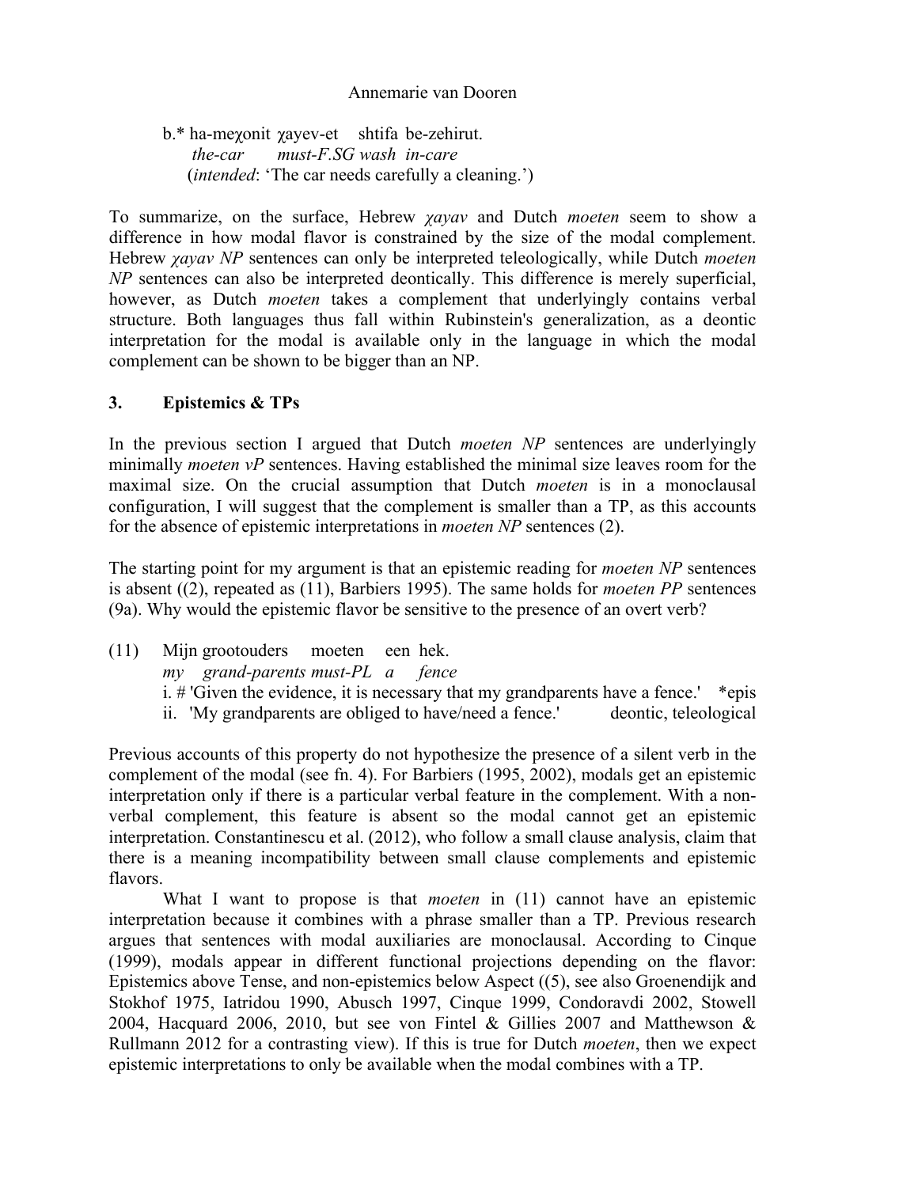b.* ha-meχonit χayev-et shtifa be-zehirut.
*the-car must-F.SG wash in-care*
(*intended*: 'The car needs carefully a cleaning.')

To summarize, on the surface, Hebrew *χayav* and Dutch *moeten* seem to show a difference in how modal flavor is constrained by the size of the modal complement. Hebrew *χayav NP* sentences can only be interpreted teleologically, while Dutch *moeten NP* sentences can also be interpreted deontically. This difference is merely superficial, however, as Dutch *moeten* takes a complement that underlyingly contains verbal structure. Both languages thus fall within Rubinstein's generalization, as a deontic interpretation for the modal is available only in the language in which the modal complement can be shown to be bigger than an NP.

## 3. Epistemics & TPs

In the previous section I argued that Dutch *moeten NP* sentences are underlyingly minimally *moeten vP* sentences. Having established the minimal size leaves room for the maximal size. On the crucial assumption that Dutch *moeten* is in a monoclausal configuration, I will suggest that the complement is smaller than a TP, as this accounts for the absence of epistemic interpretations in *moeten NP* sentences (2).

The starting point for my argument is that an epistemic reading for *moeten NP* sentences is absent ((2), repeated as (11), Barbiers 1995). The same holds for *moeten PP* sentences (9a). Why would the epistemic flavor be sensitive to the presence of an overt verb?

(11) Mijn grootouders moeten een hek.
*my grand-parents must-PL a fence*
i. # 'Given the evidence, it is necessary that my grandparents have a fence.' *epis
ii. 'My grandparents are obliged to have/need a fence.' deontic, teleological

Previous accounts of this property do not hypothesize the presence of a silent verb in the complement of the modal (see fn. 4). For Barbiers (1995, 2002), modals get an epistemic interpretation only if there is a particular verbal feature in the complement. With a non-verbal complement, this feature is absent so the modal cannot get an epistemic interpretation. Constantinescu et al. (2012), who follow a small clause analysis, claim that there is a meaning incompatibility between small clause complements and epistemic flavors.

What I want to propose is that *moeten* in (11) cannot have an epistemic interpretation because it combines with a phrase smaller than a TP. Previous research argues that sentences with modal auxiliaries are monoclausal. According to Cinque (1999), modals appear in different functional projections depending on the flavor: Epistemics above Tense, and non-epistemics below Aspect ((5), see also Groenendijk and Stokhof 1975, Iatridou 1990, Abusch 1997, Cinque 1999, Condoravdi 2002, Stowell 2004, Hacquard 2006, 2010, but see von Fintel & Gillies 2007 and Matthewson & Rullmann 2012 for a contrasting view). If this is true for Dutch *moeten*, then we expect epistemic interpretations to only be available when the modal combines with a TP.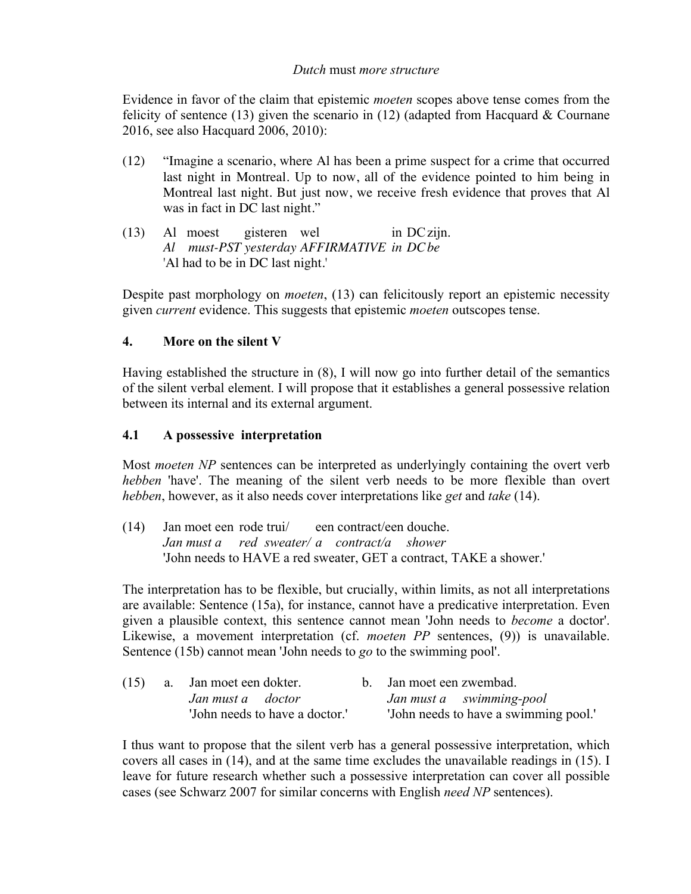*Dutch* must *more structure*

Evidence in favor of the claim that epistemic *moeten* scopes above tense comes from the felicity of sentence (13) given the scenario in (12) (adapted from Hacquard & Cournane 2016, see also Hacquard 2006, 2010):

(12) "Imagine a scenario, where Al has been a prime suspect for a crime that occurred last night in Montreal. Up to now, all of the evidence pointed to him being in Montreal last night. But just now, we receive fresh evidence that proves that Al was in fact in DC last night."

(13) Al moest gisteren wel in DC zijn.
*Al must-PST yesterday AFFIRMATIVE in DC be*
'Al had to be in DC last night.'

Despite past morphology on *moeten*, (13) can felicitously report an epistemic necessity given *current* evidence. This suggests that epistemic *moeten* outscopes tense.

## 4. More on the silent V

Having established the structure in (8), I will now go into further detail of the semantics of the silent verbal element. I will propose that it establishes a general possessive relation between its internal and its external argument.

### 4.1 A possessive interpretation

Most *moeten NP* sentences can be interpreted as underlyingly containing the overt verb *hebben* 'have'. The meaning of the silent verb needs to be more flexible than overt *hebben*, however, as it also needs cover interpretations like *get* and *take* (14).

(14) Jan moet een rode trui/ een contract/een douche.
*Jan must a red sweater/ a contract/a shower*
'John needs to HAVE a red sweater, GET a contract, TAKE a shower.'

The interpretation has to be flexible, but crucially, within limits, as not all interpretations are available: Sentence (15a), for instance, cannot have a predicative interpretation. Even given a plausible context, this sentence cannot mean 'John needs to *become* a doctor'. Likewise, a movement interpretation (cf. *moeten PP* sentences, (9)) is unavailable. Sentence (15b) cannot mean 'John needs to *go* to the swimming pool'.

(15) a. Jan moet een dokter.
*Jan must a doctor*
'John needs to have a doctor.'

b. Jan moet een zwembad.
*Jan must a swimming-pool*
'John needs to have a swimming pool.'

I thus want to propose that the silent verb has a general possessive interpretation, which covers all cases in (14), and at the same time excludes the unavailable readings in (15). I leave for future research whether such a possessive interpretation can cover all possible cases (see Schwarz 2007 for similar concerns with English *need NP* sentences).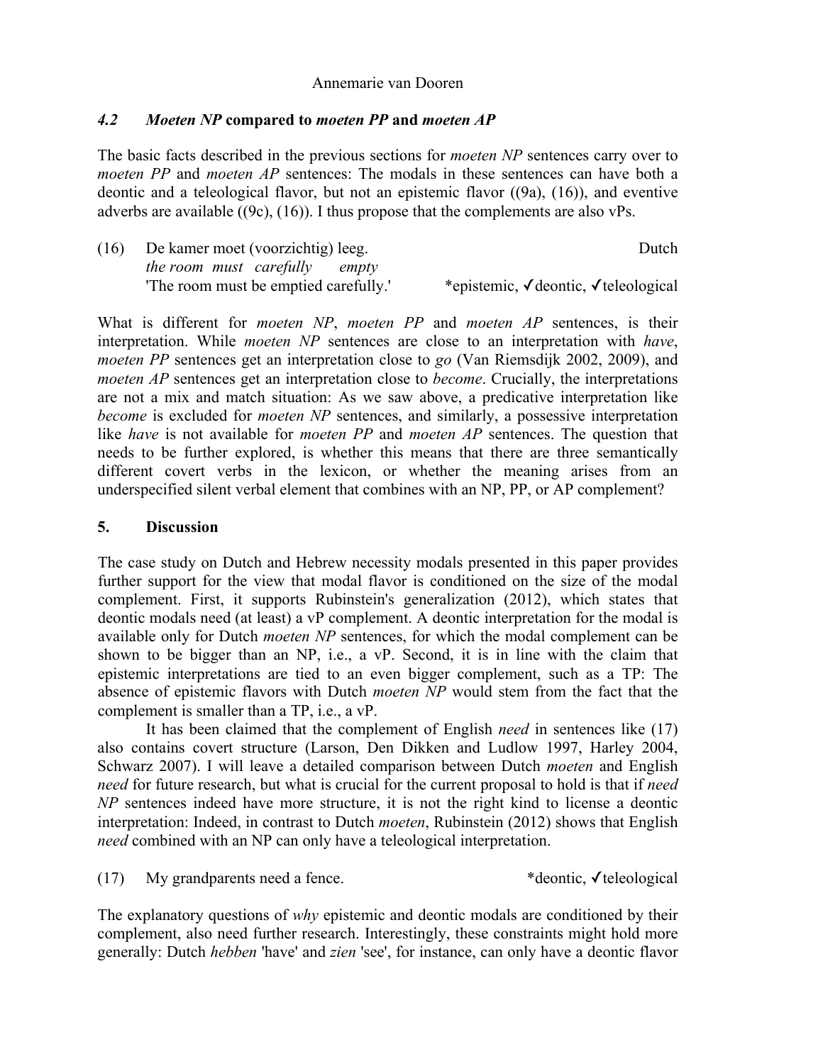### *4.2 Moeten NP* compared to *moeten PP* and *moeten AP*

The basic facts described in the previous sections for *moeten NP* sentences carry over to *moeten PP* and *moeten AP* sentences: The modals in these sentences can have both a deontic and a teleological flavor, but not an epistemic flavor ((9a), (16)), and eventive adverbs are available ((9c), (16)). I thus propose that the complements are also vPs.

(16) De kamer moet (voorzichtig) leeg. Dutch
*the room must carefully empty*
'The room must be emptied carefully.' *epistemic, ✓deontic, ✓teleological

What is different for *moeten NP*, *moeten PP* and *moeten AP* sentences, is their interpretation. While *moeten NP* sentences are close to an interpretation with *have*, *moeten PP* sentences get an interpretation close to *go* (Van Riemsdijk 2002, 2009), and *moeten AP* sentences get an interpretation close to *become*. Crucially, the interpretations are not a mix and match situation: As we saw above, a predicative interpretation like *become* is excluded for *moeten NP* sentences, and similarly, a possessive interpretation like *have* is not available for *moeten PP* and *moeten AP* sentences. The question that needs to be further explored, is whether this means that there are three semantically different covert verbs in the lexicon, or whether the meaning arises from an underspecified silent verbal element that combines with an NP, PP, or AP complement?

## 5. Discussion

The case study on Dutch and Hebrew necessity modals presented in this paper provides further support for the view that modal flavor is conditioned on the size of the modal complement. First, it supports Rubinstein's generalization (2012), which states that deontic modals need (at least) a vP complement. A deontic interpretation for the modal is available only for Dutch *moeten NP* sentences, for which the modal complement can be shown to be bigger than an NP, i.e., a vP. Second, it is in line with the claim that epistemic interpretations are tied to an even bigger complement, such as a TP: The absence of epistemic flavors with Dutch *moeten NP* would stem from the fact that the complement is smaller than a TP, i.e., a vP.

It has been claimed that the complement of English *need* in sentences like (17) also contains covert structure (Larson, Den Dikken and Ludlow 1997, Harley 2004, Schwarz 2007). I will leave a detailed comparison between Dutch *moeten* and English *need* for future research, but what is crucial for the current proposal to hold is that if *need NP* sentences indeed have more structure, it is not the right kind to license a deontic interpretation: Indeed, in contrast to Dutch *moeten*, Rubinstein (2012) shows that English *need* combined with an NP can only have a teleological interpretation.

(17) My grandparents need a fence. *deontic, ✓teleological

The explanatory questions of *why* epistemic and deontic modals are conditioned by their complement, also need further research. Interestingly, these constraints might hold more generally: Dutch *hebben* 'have' and *zien* 'see', for instance, can only have a deontic flavor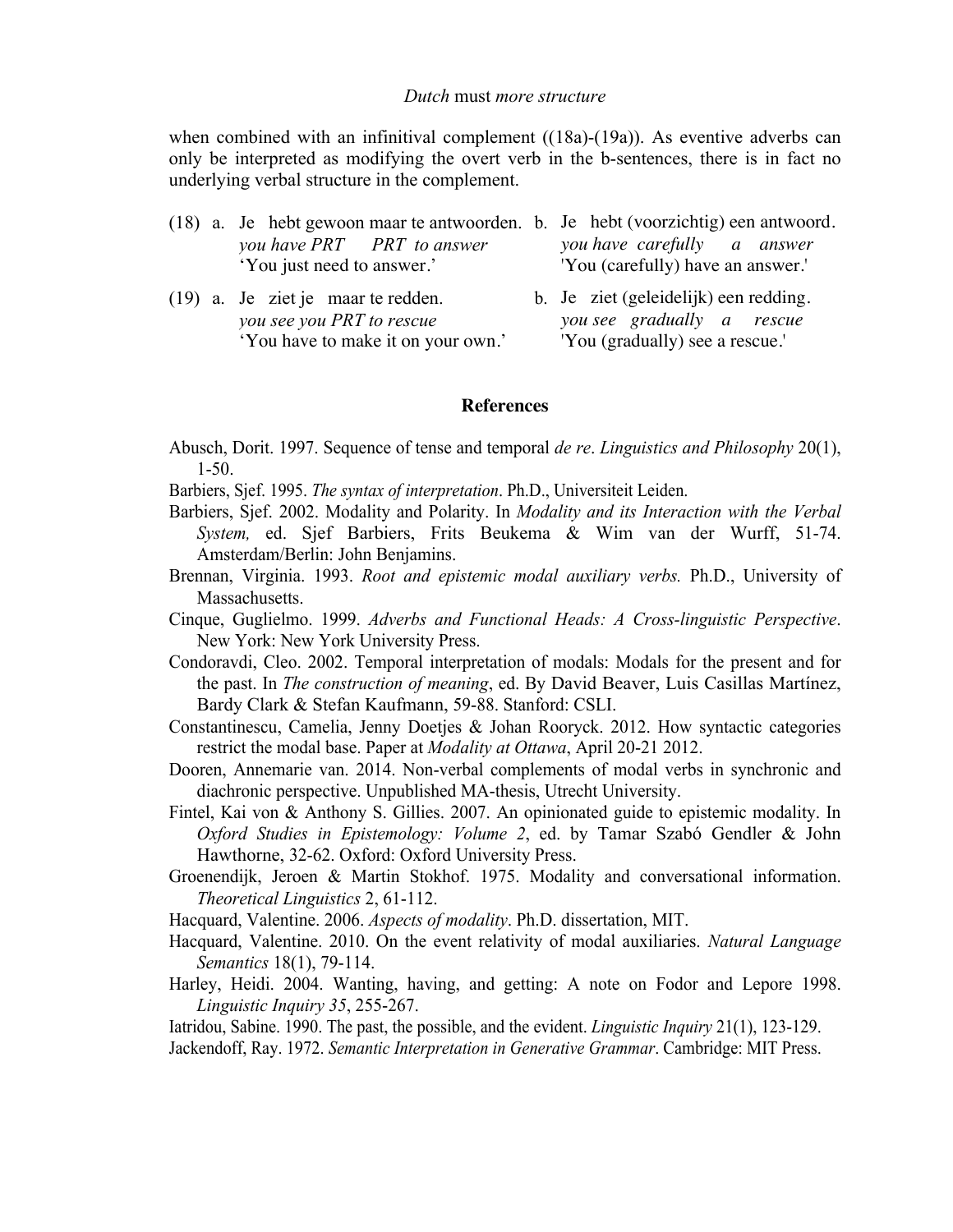when combined with an infinitival complement ((18a)-(19a)). As eventive adverbs can only be interpreted as modifying the overt verb in the b-sentences, there is in fact no underlying verbal structure in the complement.

(18) a. Je hebt gewoon maar te antwoorden.
*you have PRT PRT to answer*
'You just need to answer.'

b. Je hebt (voorzichtig) een antwoord.
*you have carefully a answer*
'You (carefully) have an answer.'

(19) a. Je ziet je maar te redden.
*you see you PRT to rescue*
'You have to make it on your own.'

b. Je ziet (geleidelijk) een redding.
*you see gradually a rescue*
'You (gradually) see a rescue.'

## References

Abusch, Dorit. 1997. Sequence of tense and temporal *de re*. *Linguistics and Philosophy* 20(1), 1-50.

Barbiers, Sjef. 1995. *The syntax of interpretation*. Ph.D., Universiteit Leiden.

Barbiers, Sjef. 2002. Modality and Polarity. In *Modality and its Interaction with the Verbal System,* ed. Sjef Barbiers, Frits Beukema & Wim van der Wurff, 51-74. Amsterdam/Berlin: John Benjamins.

Brennan, Virginia. 1993. *Root and epistemic modal auxiliary verbs.* Ph.D., University of Massachusetts.

Cinque, Guglielmo. 1999. *Adverbs and Functional Heads: A Cross-linguistic Perspective*. New York: New York University Press.

Condoravdi, Cleo. 2002. Temporal interpretation of modals: Modals for the present and for the past. In *The construction of meaning*, ed. By David Beaver, Luis Casillas Martínez, Bardy Clark & Stefan Kaufmann, 59-88. Stanford: CSLI.

Constantinescu, Camelia, Jenny Doetjes & Johan Rooryck. 2012. How syntactic categories restrict the modal base. Paper at *Modality at Ottawa*, April 20-21 2012.

Dooren, Annemarie van. 2014. Non-verbal complements of modal verbs in synchronic and diachronic perspective. Unpublished MA-thesis, Utrecht University.

Fintel, Kai von & Anthony S. Gillies. 2007. An opinionated guide to epistemic modality. In *Oxford Studies in Epistemology: Volume 2*, ed. by Tamar Szabó Gendler & John Hawthorne, 32-62. Oxford: Oxford University Press.

Groenendijk, Jeroen & Martin Stokhof. 1975. Modality and conversational information. *Theoretical Linguistics* 2, 61-112.

Hacquard, Valentine. 2006. *Aspects of modality*. Ph.D. dissertation, MIT.

Hacquard, Valentine. 2010. On the event relativity of modal auxiliaries. *Natural Language Semantics* 18(1), 79-114.

Harley, Heidi. 2004. Wanting, having, and getting: A note on Fodor and Lepore 1998. *Linguistic Inquiry 35*, 255-267.

Iatridou, Sabine. 1990. The past, the possible, and the evident. *Linguistic Inquiry* 21(1), 123-129.

Jackendoff, Ray. 1972. *Semantic Interpretation in Generative Grammar*. Cambridge: MIT Press.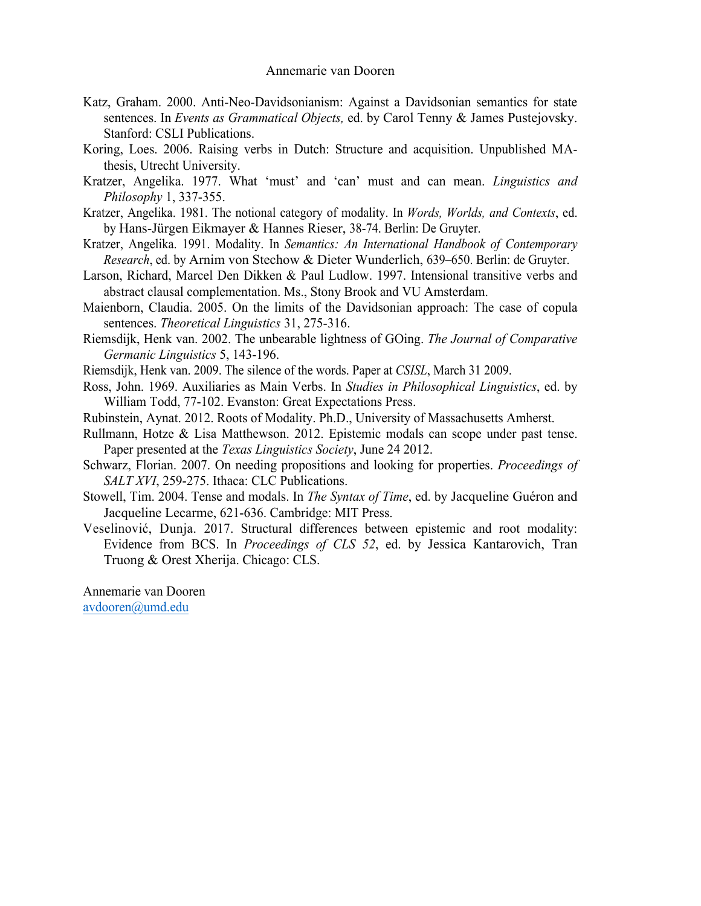Katz, Graham. 2000. Anti-Neo-Davidsonianism: Against a Davidsonian semantics for state sentences. In *Events as Grammatical Objects,* ed. by Carol Tenny & James Pustejovsky. Stanford: CSLI Publications.

Koring, Loes. 2006. Raising verbs in Dutch: Structure and acquisition. Unpublished MA-thesis, Utrecht University.

Kratzer, Angelika. 1977. What 'must' and 'can' must and can mean. *Linguistics and Philosophy* 1, 337-355.

Kratzer, Angelika. 1981. The notional category of modality. In *Words, Worlds, and Contexts*, ed. by Hans-Jürgen Eikmayer & Hannes Rieser, 38-74. Berlin: De Gruyter.

Kratzer, Angelika. 1991. Modality. In *Semantics: An International Handbook of Contemporary Research*, ed. by Arnim von Stechow & Dieter Wunderlich, 639–650. Berlin: de Gruyter.

Larson, Richard, Marcel Den Dikken & Paul Ludlow. 1997. Intensional transitive verbs and abstract clausal complementation. Ms., Stony Brook and VU Amsterdam.

Maienborn, Claudia. 2005. On the limits of the Davidsonian approach: The case of copula sentences. *Theoretical Linguistics* 31, 275-316.

Riemsdijk, Henk van. 2002. The unbearable lightness of GOing. *The Journal of Comparative Germanic Linguistics* 5, 143-196.

Riemsdijk, Henk van. 2009. The silence of the words. Paper at *CSISL*, March 31 2009.

Ross, John. 1969. Auxiliaries as Main Verbs. In *Studies in Philosophical Linguistics*, ed. by William Todd, 77-102. Evanston: Great Expectations Press.

Rubinstein, Aynat. 2012. Roots of Modality. Ph.D., University of Massachusetts Amherst.

Rullmann, Hotze & Lisa Matthewson. 2012. Epistemic modals can scope under past tense. Paper presented at the *Texas Linguistics Society*, June 24 2012.

Schwarz, Florian. 2007. On needing propositions and looking for properties. *Proceedings of SALT XVI*, 259-275. Ithaca: CLC Publications.

Stowell, Tim. 2004. Tense and modals. In *The Syntax of Time*, ed. by Jacqueline Guéron and Jacqueline Lecarme, 621-636. Cambridge: MIT Press.

Veselinović, Dunja. 2017. Structural differences between epistemic and root modality: Evidence from BCS. In *Proceedings of CLS 52*, ed. by Jessica Kantarovich, Tran Truong & Orest Xherija. Chicago: CLS.

Annemarie van Dooren
avdooren@umd.edu